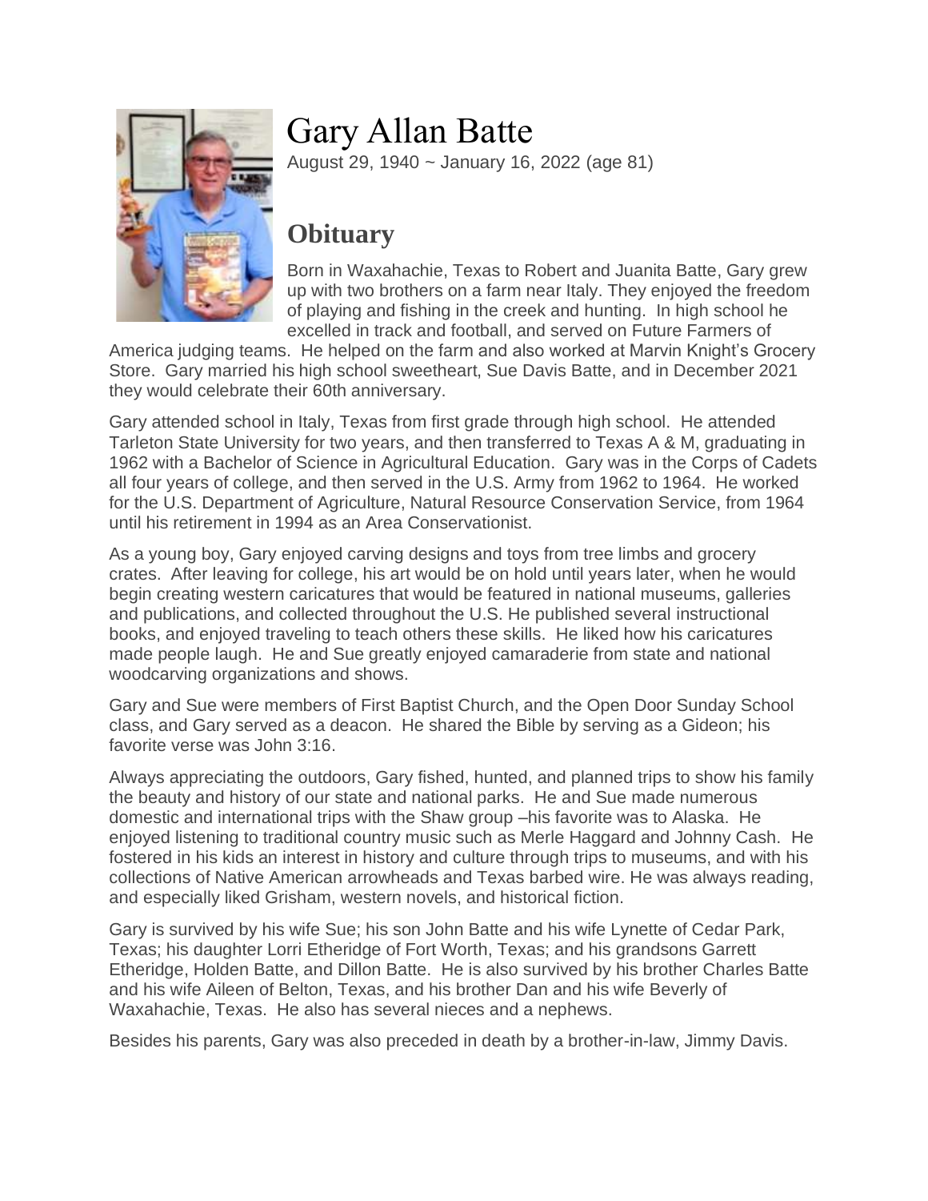# Gary Allan Batte

August 29, 1940 ~ January 16, 2022 (age 81)

## Obituary

Born in Waxahachie, Texas to Robert and Juanita Batte, Gary grew up with two brothers on a farm near Italy. They enjoyed the freedom of playing and fishing in the creek and hunting. In high school he excelled in track and football, and served on Future Farmers of America judging teams. He helped on the farm and also worked at Marvin Knight's Grocery Store. Gary married his high school sweetheart, Sue Davis Batte, and in December 2021 they would celebrate their 60th anniversary.

Gary attended school in Italy, Texas from first grade through high school. He attended Tarleton State University for two years, and then transferred to Texas A & M, graduating in 1962 with a Bachelor of Science in Agricultural Education. Gary was in the Corps of Cadets all four years of college, and then served in the U.S. Army from 1962 to 1964. He worked for the U.S. Department of Agriculture, Natural Resource Conservation Service, from 1964 until his retirement in 1994 as an Area Conservationist.

As a young boy, Gary enjoyed carving designs and toys from tree limbs and grocery crates. After leaving for college, his art would be on hold until years later, when he would begin creating western caricatures that would be featured in national museums, galleries and publications, and collected throughout the U.S. He published several instructional books, and enjoyed traveling to teach others these skills. He liked how his caricatures made people laugh. He and Sue greatly enjoyed camaraderie from state and national woodcarving organizations and shows.

Gary and Sue were members of First Baptist Church, and the Open Door Sunday School class, and Gary served as a deacon. He shared the Bible by serving as a Gideon; his favorite verse was John 3:16.

Always appreciating the outdoors, Gary fished, hunted, and planned trips to show his family the beauty and history of our state and national parks. He and Sue made numerous domestic and international trips with the Shaw group –his favorite was to Alaska. He enjoyed listening to traditional country music such as Merle Haggard and Johnny Cash. He fostered in his kids an interest in history and culture through trips to museums, and with his collections of Native American arrowheads and Texas barbed wire. He was always reading, and especially liked Grisham, western novels, and historical fiction.

Gary is survived by his wife Sue; his son John Batte and his wife Lynette of Cedar Park, Texas; his daughter Lorri Etheridge of Fort Worth, Texas; and his grandsons Garrett Etheridge, Holden Batte, and Dillon Batte. He is also survived by his brother Charles Batte and his wife Aileen of Belton, Texas, and his brother Dan and his wife Beverly of Waxahachie, Texas. He also has several nieces and a nephews.

Besides his parents, Gary was also preceded in death by a brother-in-law, Jimmy Davis.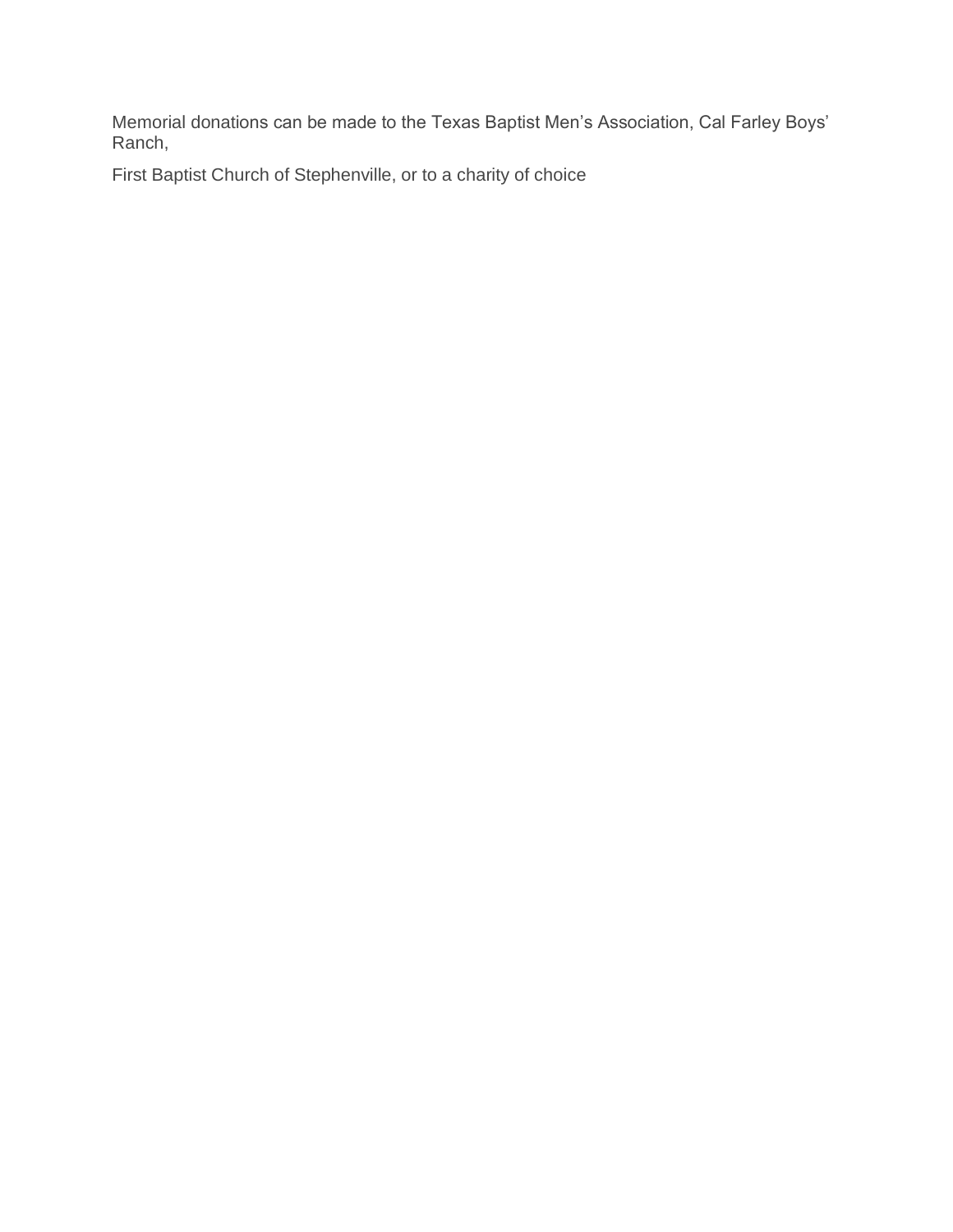Memorial donations can be made to the Texas Baptist Men's Association, Cal Farley Boys' Ranch,

First Baptist Church of Stephenville, or to a charity of choice